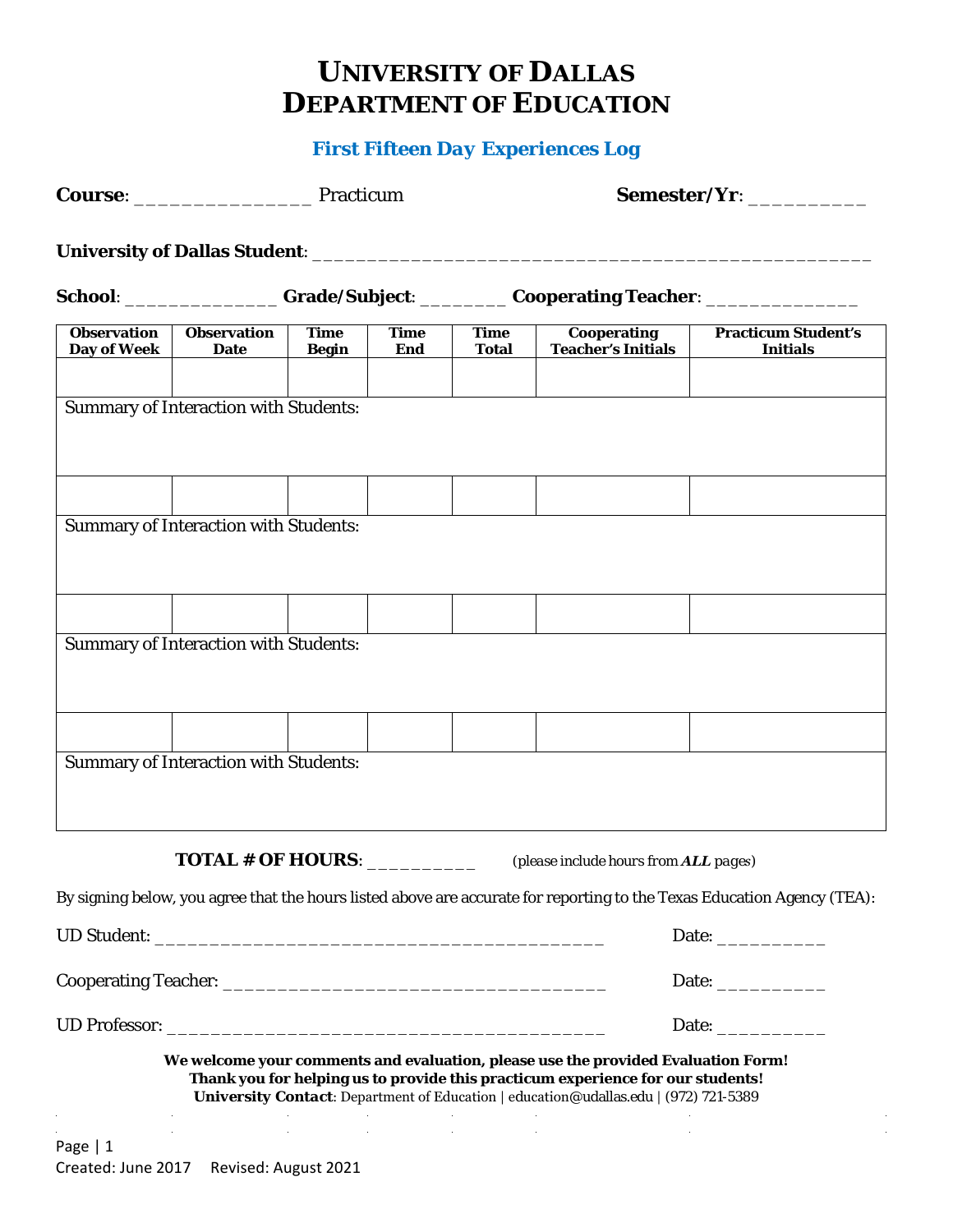# UNIVERSITY OF DALLAS
# DEPARTMENT OF EDUCATION

## First Fifteen Day Experiences Log

**Course**: _______________ Practicum **Semester/Yr**: __________

**University of Dallas Student**: ________________________________________________

**School**: ______________ **Grade/Subject**: ________ **Cooperating Teacher**: ______________

| Observation Day of Week | Observation Date | Time Begin | Time End | Time Total | Cooperating Teacher's Initials | Practicum Student's Initials |
|---|---|---|---|---|---|---|
| | | | | | | |
| Summary of Interaction with Students: | | | | | | |
| | | | | | | |
| Summary of Interaction with Students: | | | | | | |
| | | | | | | |
| Summary of Interaction with Students: | | | | | | |
| | | | | | | |
| Summary of Interaction with Students: | | | | | | |

**TOTAL # OF HOURS**: __________ (please include hours from ***ALL*** pages)

By signing below, you agree that the hours listed above are accurate for reporting to the Texas Education Agency (TEA):

UD Student: ________________________________________ Date: __________

Cooperating Teacher: ___________________________________ Date: __________

UD Professor: ________________________________________ Date: __________

**We welcome your comments and evaluation, please use the provided Evaluation Form!**
**Thank you for helping us to provide this practicum experience for our students!**
**University Contact**: Department of Education | education@udallas.edu | (972) 721-5389

Created: June 2017 Revised: August 2021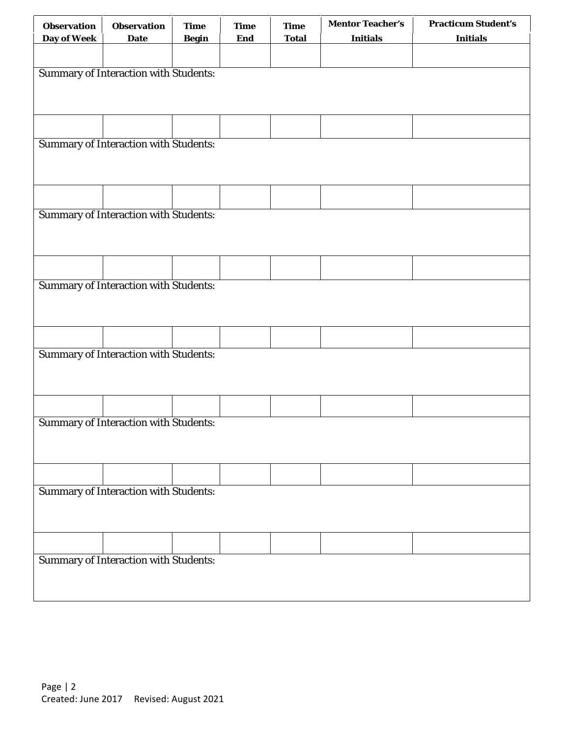| Observation Day of Week | Observation Date | Time Begin | Time End | Time Total | Mentor Teacher's Initials | Practicum Student's Initials |
| --- | --- | --- | --- | --- | --- | --- |
| | | | | | | |
| Summary of Interaction with Students: | | | | | | |
| | | | | | | |
| Summary of Interaction with Students: | | | | | | |
| | | | | | | |
| Summary of Interaction with Students: | | | | | | |
| | | | | | | |
| Summary of Interaction with Students: | | | | | | |
| | | | | | | |
| Summary of Interaction with Students: | | | | | | |
| | | | | | | |
| Summary of Interaction with Students: | | | | | | |
| | | | | | | |
| Summary of Interaction with Students: | | | | | | |
| | | | | | | |
| Summary of Interaction with Students: | | | | | | |

Created: June 2017 Revised: August 2021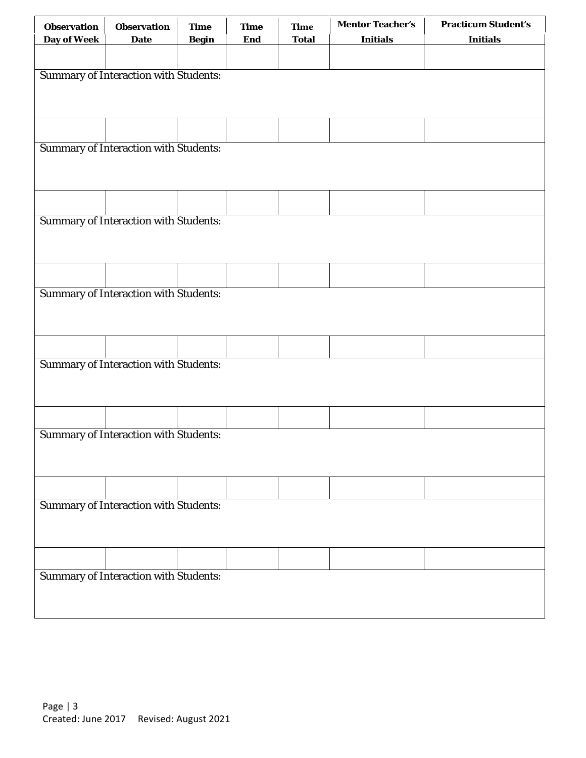| Observation Day of Week | Observation Date | Time Begin | Time End | Time Total | Mentor Teacher's Initials | Practicum Student's Initials |
|---|---|---|---|---|---|---|
| | | | | | | |
| Summary of Interaction with Students: | | | | | | |
| | | | | | | |
| Summary of Interaction with Students: | | | | | | |
| | | | | | | |
| Summary of Interaction with Students: | | | | | | |
| | | | | | | |
| Summary of Interaction with Students: | | | | | | |
| | | | | | | |
| Summary of Interaction with Students: | | | | | | |
| | | | | | | |
| Summary of Interaction with Students: | | | | | | |
| | | | | | | |
| Summary of Interaction with Students: | | | | | | |
| | | | | | | |
| Summary of Interaction with Students: | | | | | | |

Created: June 2017     Revised: August 2021